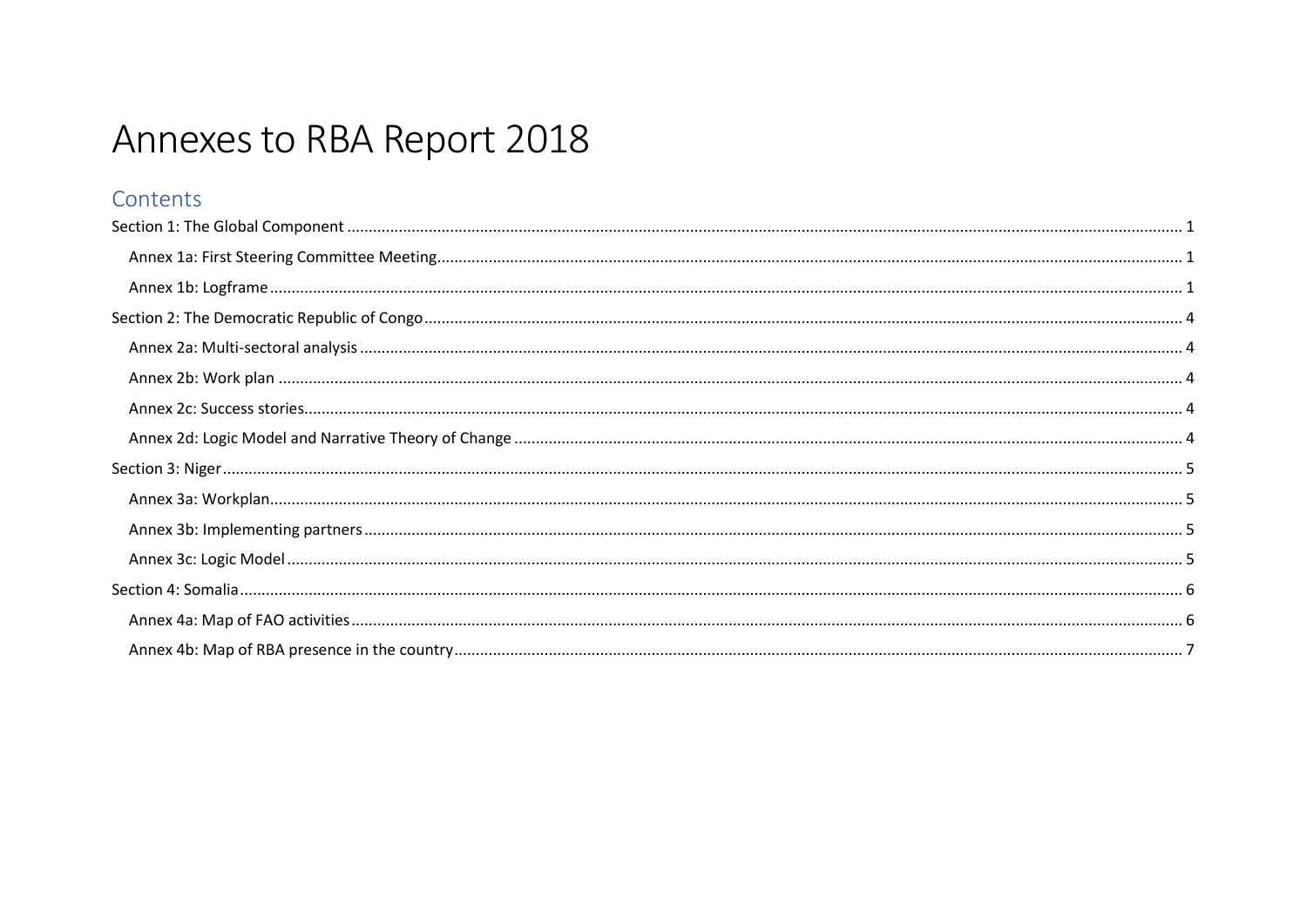# Annexes to RBA Report 2018

## Contents

Section 1: The Global Component ........ 1

- Annex 1a: First Steering Committee Meeting ........ 1
- Annex 1b: Logframe ........ 1

Section 2: The Democratic Republic of Congo ........ 4

- Annex 2a: Multi-sectoral analysis ........ 4
- Annex 2b: Work plan ........ 4
- Annex 2c: Success stories ........ 4
- Annex 2d: Logic Model and Narrative Theory of Change ........ 4

Section 3: Niger ........ 5

- Annex 3a: Workplan ........ 5
- Annex 3b: Implementing partners ........ 5
- Annex 3c: Logic Model ........ 5

Section 4: Somalia ........ 6

- Annex 4a: Map of FAO activities ........ 6
- Annex 4b: Map of RBA presence in the country ........ 7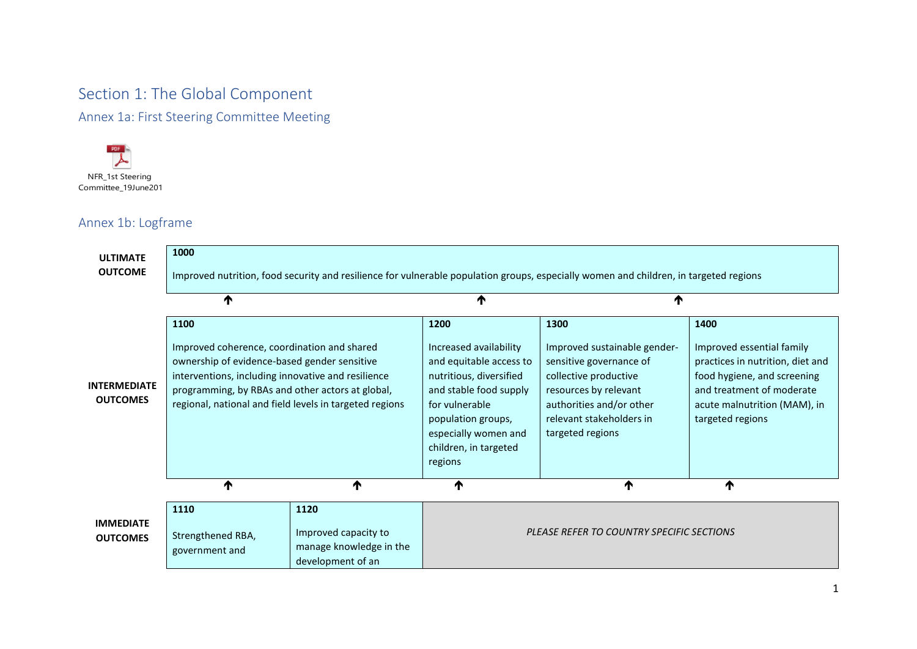# Section 1: The Global Component

## Annex 1a: First Steering Committee Meeting

NFR_1st Steering Committee_19June201

## Annex 1b: Logframe

| | | | | | |
|---|---|---|---|---|---|
| **ULTIMATE OUTCOME** | **1000**<br><br>Improved nutrition, food security and resilience for vulnerable population groups, especially women and children, in targeted regions | | | | |
| **INTERMEDIATE OUTCOMES** | **1100**<br><br>Improved coherence, coordination and shared ownership of evidence-based gender sensitive interventions, including innovative and resilience programming, by RBAs and other actors at global, regional, national and field levels in targeted regions | | **1200**<br><br>Increased availability and equitable access to nutritious, diversified and stable food supply for vulnerable population groups, especially women and children, in targeted regions | **1300**<br><br>Improved sustainable gender-sensitive governance of collective productive resources by relevant authorities and/or other relevant stakeholders in targeted regions | **1400**<br><br>Improved essential family practices in nutrition, diet and food hygiene, and screening and treatment of moderate acute malnutrition (MAM), in targeted regions |
| **IMMEDIATE OUTCOMES** | **1110**<br><br>Strengthened RBA, government and | **1120**<br><br>Improved capacity to manage knowledge in the development of an | *PLEASE REFER TO COUNTRY SPECIFIC SECTIONS* | | |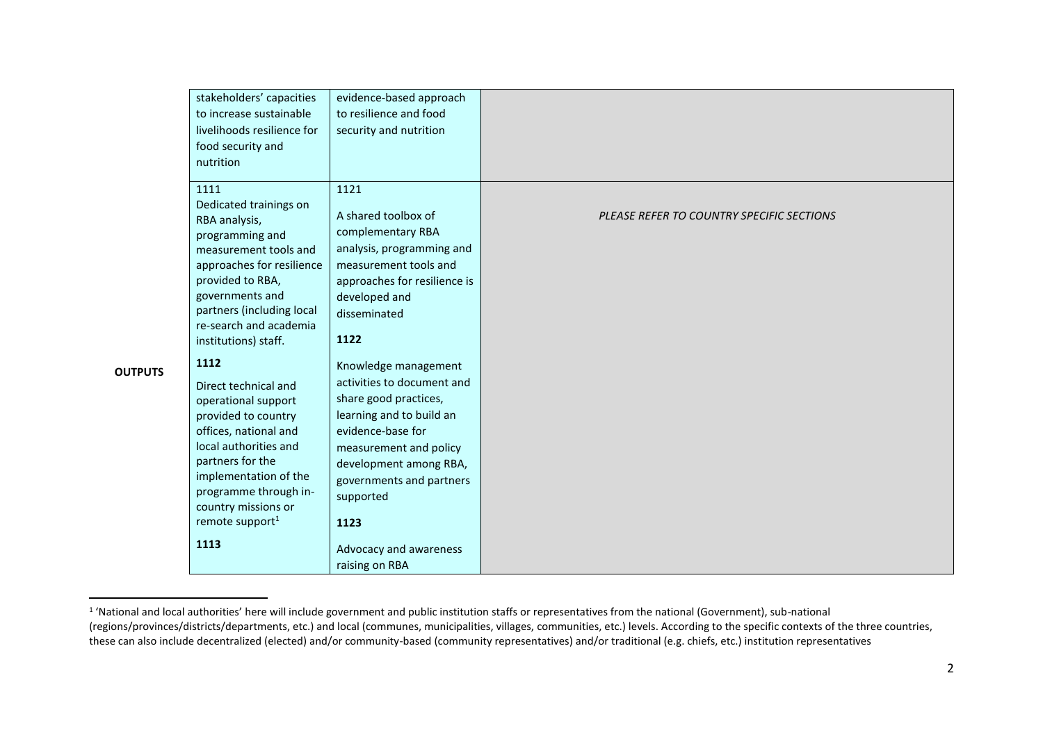| | | | |
|---|---|---|---|
| | stakeholders' capacities to increase sustainable livelihoods resilience for food security and nutrition | evidence-based approach to resilience and food security and nutrition | |
| **OUTPUTS** | 1111<br>Dedicated trainings on RBA analysis, programming and measurement tools and approaches for resilience provided to RBA, governments and partners (including local re-search and academia institutions) staff.<br><br>**1112**<br>Direct technical and operational support provided to country offices, national and local authorities and partners for the implementation of the programme through in-country missions or remote support[1]<br><br>**1113** | 1121<br>A shared toolbox of complementary RBA analysis, programming and measurement tools and approaches for resilience is developed and disseminated<br><br>**1122**<br>Knowledge management activities to document and share good practices, learning and to build an evidence-base for measurement and policy development among RBA, governments and partners supported<br><br>**1123**<br>Advocacy and awareness raising on RBA | *PLEASE REFER TO COUNTRY SPECIFIC SECTIONS* |

[1] 'National and local authorities' here will include government and public institution staffs or representatives from the national (Government), sub-national (regions/provinces/districts/departments, etc.) and local (communes, municipalities, villages, communities, etc.) levels. According to the specific contexts of the three countries, these can also include decentralized (elected) and/or community-based (community representatives) and/or traditional (e.g. chiefs, etc.) institution representatives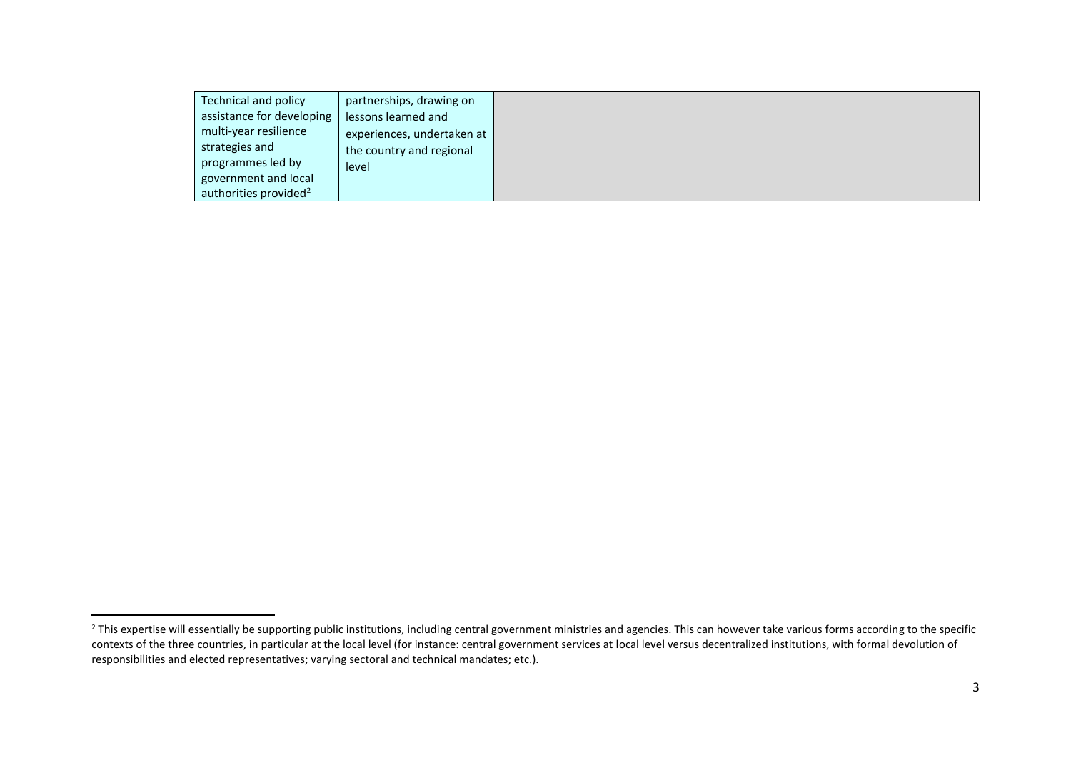| | | |
|---|---|---|
| Technical and policy assistance for developing multi-year resilience strategies and programmes led by government and local authorities provided[2] | partnerships, drawing on lessons learned and experiences, undertaken at the country and regional level | |

[2] This expertise will essentially be supporting public institutions, including central government ministries and agencies. This can however take various forms according to the specific contexts of the three countries, in particular at the local level (for instance: central government services at local level versus decentralized institutions, with formal devolution of responsibilities and elected representatives; varying sectoral and technical mandates; etc.).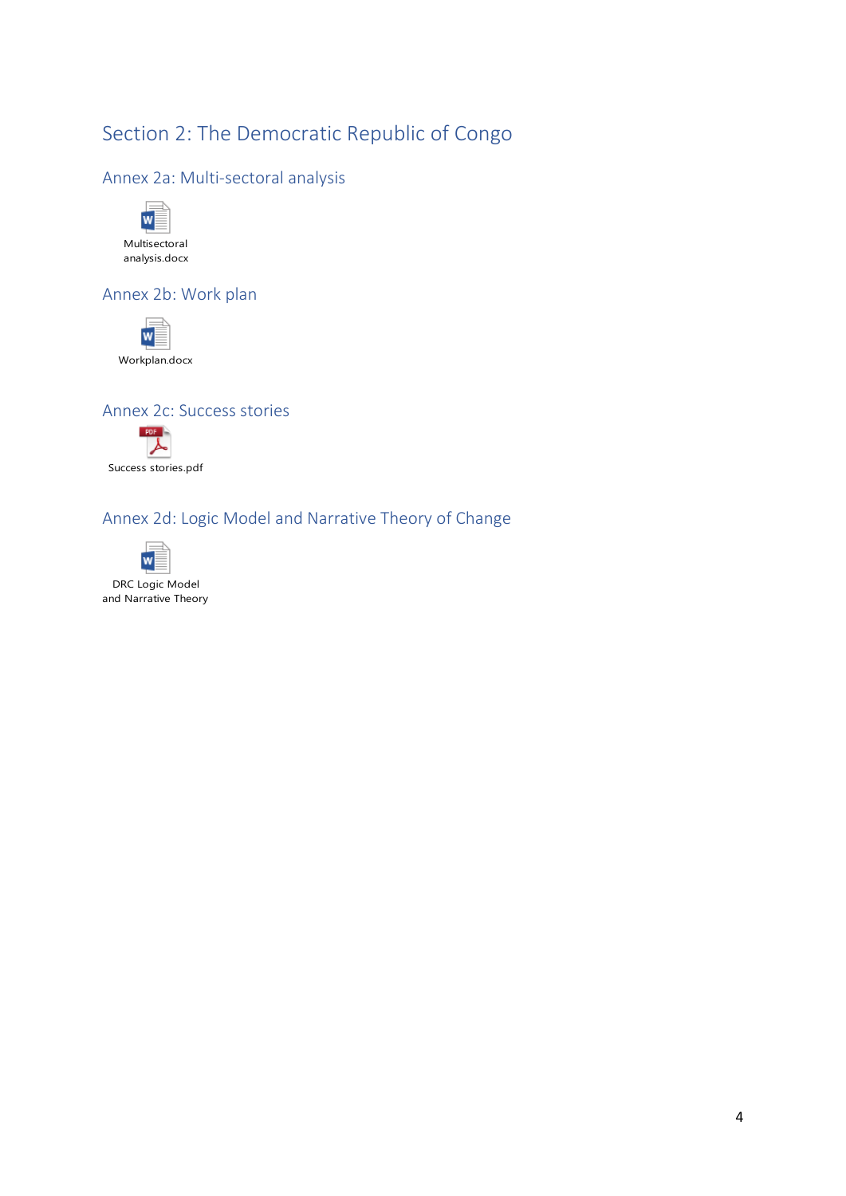# Section 2: The Democratic Republic of Congo

## Annex 2a: Multi-sectoral analysis

Multisectoral analysis.docx

## Annex 2b: Work plan

Workplan.docx

## Annex 2c: Success stories

Success stories.pdf

## Annex 2d: Logic Model and Narrative Theory of Change

DRC Logic Model and Narrative Theory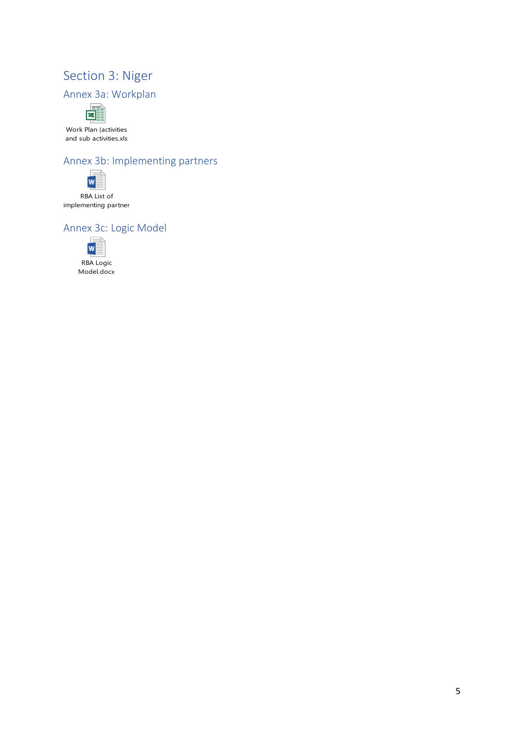# Section 3: Niger

## Annex 3a: Workplan

Work Plan (activities and sub activities.xls

## Annex 3b: Implementing partners

RBA List of implementing partner

## Annex 3c: Logic Model

RBA Logic Model.docx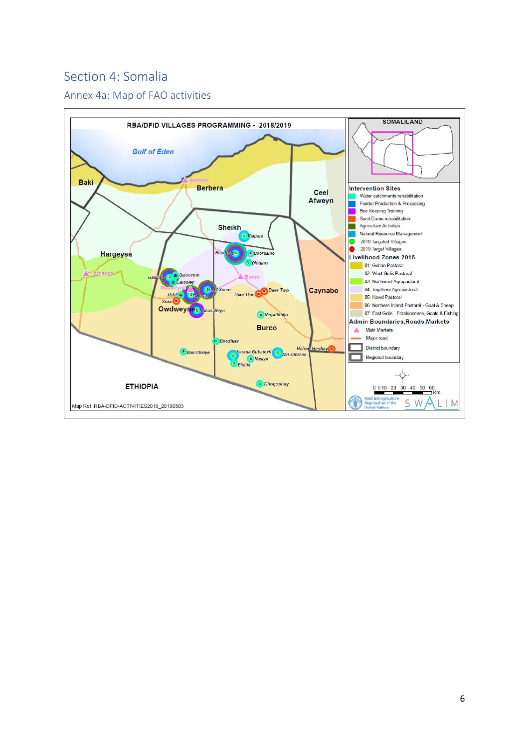## Section 4: Somalia

### Annex 4a: Map of FAO activities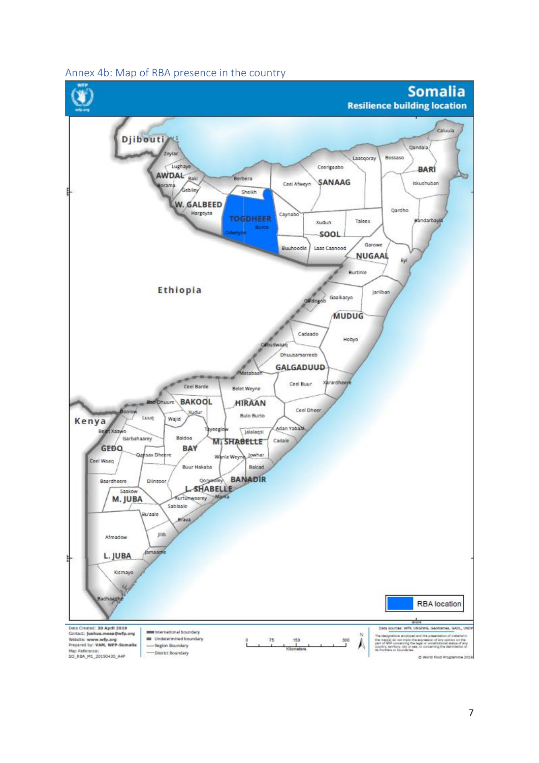Annex 4b: Map of RBA presence in the country

Somalia
Resilience building location

Djibouti
Zeylac
Lughaye
AWDAL
Baki
Borama
Gebiley
Berbera
Sheikh
W. GALBEED
Hargeysa
TOGDHEER
Burco
Odweyne
Caynabo
Ceel Afweyn
SANAAG
Ceerigaabo
Laasqoray
Bossaso
Qandala
Caluula
BARI
Iskushuban
Qardho
Bandarbayla
Xudun
Taleex
SOOL
Buuhoodle
Laas Caanood
Garowe
NUGAAL
Eyl
Burtinle
Ethiopia
Galdogob
Gaalkacyo
Jariiban
MUDUG
Hobyo
Cadaado
Cabudwaaq
Dhuusamarreeb
GALGADUUD
Matabaan
Ceel Buur
Xarardheere
Ceel Barde
Belet Weyne
Rab Dhuure
BAKOOL
HIRAAN
Xudur
Ceel Dheer
Bulo Burto
Tayeeglow
Jalalaqsi
Adan Yabaal
Cadale
Kenya
Doolow
Luuq
Wajid
Belet Xaawo
Garbahaarey
Baidoa
M. SHABELLE
GEDO
BAY
Jowhar
Qansax Dheere
Wanla Weyne
Ceel Waaq
Buur Hakaba
Balcad
BANADIR
Baardheere
Diinsoor
Qoryooley
L. SHABELLE
Marka
Saakow
M. JUBA
Kurtunwaarey
Sablaale
Bu'aale
Brava
Afmadow
Jilib
L. JUBA
Jamaame
Kismayo
Badhaadhe

RBA location

Date Created: 30 April 2019
Contact: joshua.mesa@wfp.org
Website: www.wfp.org
Prepared by: VAM, WFP-Somalia
Map Reference: SO_RBA_M1_20190430_A4P

International boundary
Undetermined boundary
Region Boundary
District Boundary

0 75 150 300
Kilometers

Data sources: WFP, UNGIWG, GeoNames, GAUL, UNDP

The designations employed and the presentation of material in the map(s) do not imply the expression of any opinion on the part of WFP concerning the legal or constitutional status of any country, territory, city or sea, or concerning the delimitation of its frontiers or boundaries.

© World Food Programme 2019